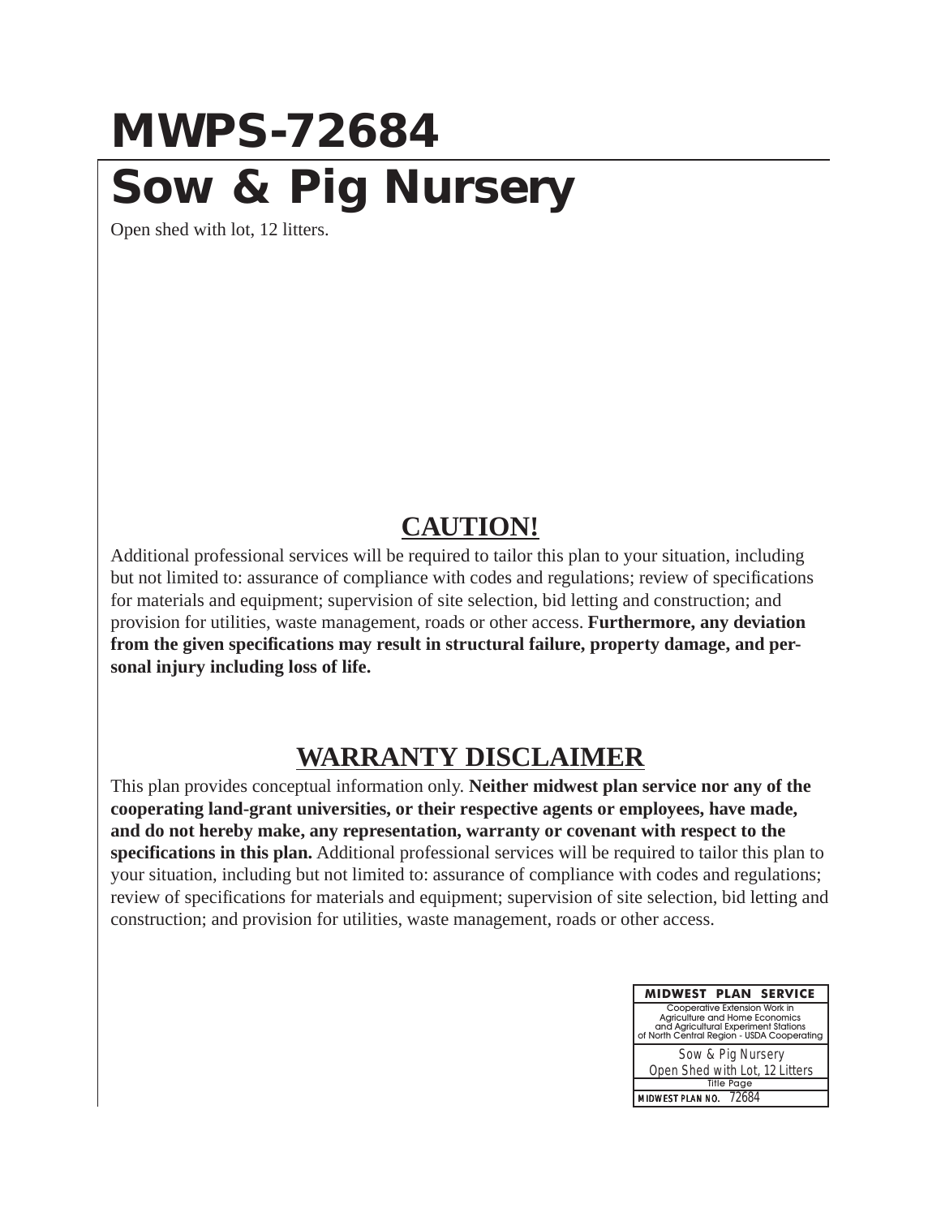# MWPS-72684

# Sow & Pig Nursery

Open shed with lot, 12 litters.

## CAUTION!

Additional professional services will be required to tailor this plan to your situation, including but not limited to: assurance of compliance with codes and regulations; review of specifications for materials and equipment; supervision of site selection, bid letting and construction; and provision for utilities, waste management, roads or other access. **Furthermore, any deviation from the given specifications may result in structural failure, property damage, and personal injury including loss of life.**

## WARRANTY DISCLAIMER

This plan provides conceptual information only. **Neither midwest plan service nor any of the cooperating land-grant universities, or their respective agents or employees, have made, and do not hereby make, any representation, warranty or covenant with respect to the specifications in this plan.** Additional professional services will be required to tailor this plan to your situation, including but not limited to: assurance of compliance with codes and regulations; review of specifications for materials and equipment; supervision of site selection, bid letting and construction; and provision for utilities, waste management, roads or other access.

| MIDWEST PLAN SERVICE |
|---|
| Cooperative Extension Work in Agriculture and Home Economics and Agricultural Experiment Stations of North Central Region - USDA Cooperating |
| Sow & Pig Nursery<br>Open Shed with Lot, 12 Litters |
| Title Page |
| MIDWEST PLAN NO. 72684 |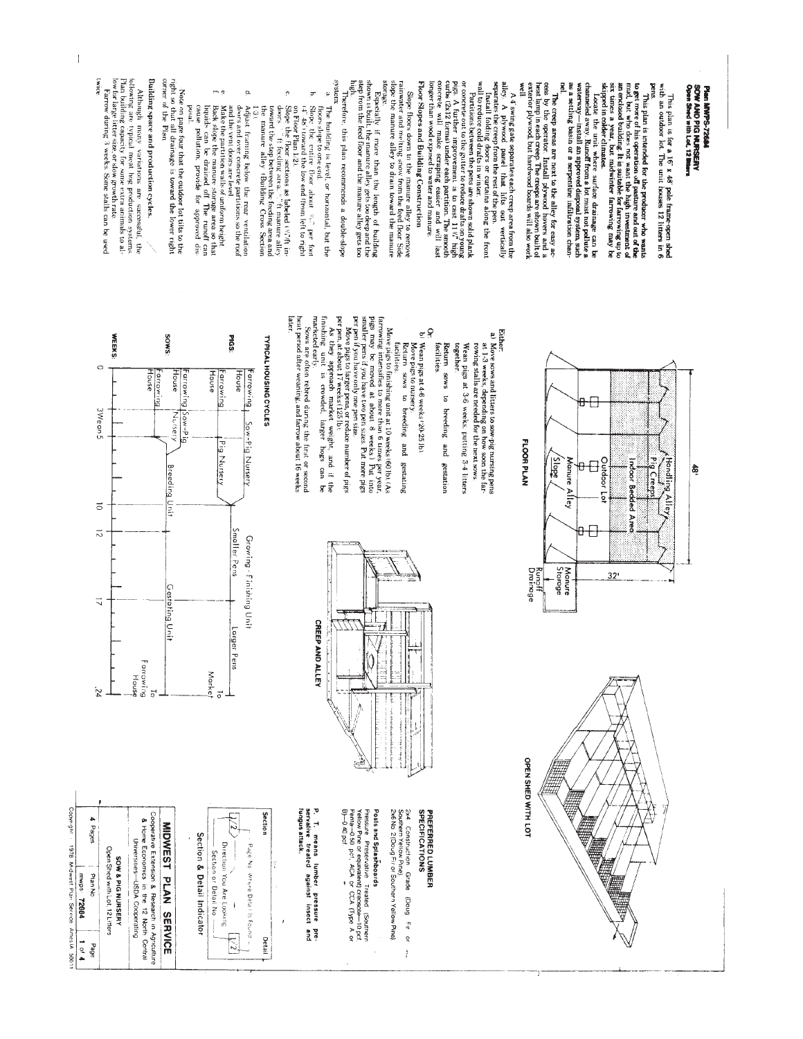# Plan MWPS-72684

## SOW AND PIG NURSERY

### Open Shed with Lot, 12 litters

This plan is for a 16' x 48' pole frame open shed with an outdoor lot. The unit houses 12 litters in 6 pens.

**This plan is intended for the producer who wants to get more of his operation off pasture and out of the mud, but who does not want the high investment of an enclosed building. It is suitable for farrowing up to six times a year, but midwinter farrowing may be skipped in colder climates.**

Locate the unit where surface drainage can be channeled away. **Runoff from a lot must not pollute a waterway—install an approved disposal system, such as a settling basin or a serpentine infiltration channel.**

**The creep areas are next to the alley for easy access by the operator. Install plywood hovers and a heat lamp in each creep. The creeps are shown built of exterior plywood, but hardwood boards will also work well.**

A 4' swing gate separates each creep area from the alley. A plywood panel that lifts out vertically separates the creep from the rest of the pen.

Install folding doors or curtains along the front wall to reduce cold drafts in winter.

Partitions between the pens are shown solid plank or concrete out to the gutter to reduce drafts on young pigs. A further improvement is to cast 1½" high curbs (2x12 forms) under each partition. The smooth concrete will make scraping easier and will last longer than wood exposed to water and manure.

### Floor Slopes and Building Construction

Slope floors down to the manure alley to remove rainwater and melting snow from the feed floor. Slide slope the manure alley to drain toward the manure storage.

Especially if more than the length of building shown is built, the manure alley gets too deep and the step from the feed floor and the manure alley gets too high.

Therefore, this plan recommends a double-slope system.

a. The building is level, or horizontal, but the floors slope.

b. Slope the entire floor about ⅛" per foot (4" 48') toward the low end from left to right on Floor Plan 1/2.

c. Slope the floor sections as labeled ½"/ft in: doors, feeding area, ½"/ft manure alley. Lower the step between the feeding area and the manure alley (Building Cross Section 1/3).

d. Adjust framing below the rear ventilation doors and over concrete partitions so the roof and the vent doors are level.

e. Make the partitions of uniform height.

f. Back slope the manure storage area so that liquids can be drained off. The runoff can cause pollution, provide for approved disposal.

Note on page four that the outdoor lot tilts to the right so that all drainage is toward the lower right corner of the Plan.

### Building space and production cycles.

Although many variations are successful, the following are typical meat hog production systems. Plan building capacity for some extra animals to allow for large litter size, or slow growth rate.

Farrow during 3 weeks. Some stalls can be used twice.

Either:

a) Move sows and litters to sow-pig nursing pens at 1-3 weeks, depending on how soon the farrowing stalls are needed for the next sows.

Wean pigs at 3-6 weeks, putting 3-4 litters together.

Return sows to breeding and gestation facilities.

Or:

b) Wean pigs at 4-6 weeks (20-25 lb).

Move pigs to nursery.

Return sows to breeding and gestating facilities.

Move pigs to finishing unit at 10 weeks (60 lb). (As farrowing intensifies to more than 6 times per year, pigs may be moved at about 8 weeks.) Put into smaller pens if you have two pen sizes. Put more pigs per pen if you have only one pen size.

Move pigs to larger pens, or reduce number of pigs per pen, at about 17 weeks (125 lb).

As they approach market weight, and if the finishing unit is crowded, larger hogs can be marketed early.

Sows are often rebred during the first or second heat period after weaning, and farrow about 16 weeks later.

FLOOR PLAN

(48' x 32'; Handling Alley, Pig Creeps, Indoor Bedded Area, Manure Alley, Slope, Outdoor Lot, Manure Storage, Runoff Drainage)

CREEP AND ALLEY

OPEN SHED WITH LOT

### TYPICAL HOUSING CYCLES

| | 0 | 3 Wean 5 | 10 | 12 | 17 | 24 |
|---|---|---|---|---|---|---|
| PIGS: | Farrowing House | Sow-Pig Nursery | Growing - Finishing Unit: Smaller Pens | | Larger Pens | To Market |
| | Farrowing House | Pig Nursery | | | | |
| | Farrowing House | Sow-Pig Nursery | | | | |
| SOWS: | Farrowing House | Breeding Unit | | Gestating Unit | | To Farrowing House |

### PREFERRED LUMBER SPECIFICATIONS

2x4 Construction Grade (Doug Fir or Southern Yellow Pine).
2x6 No. 2 (Doug Fir or Southern Yellow Pine).

**Posts and Splashboards**

Pressure Preservative Treated (Southern Yellow Pine or equivalent) Creosote—10 pcf, Penta—0.50 pcf, ACA or CCA (Type A or B)—0.40 pcf

**P. T. means lumber pressure preservative treated against insect and fungus attack.**

**Section & Detail Indicator**

(Section / Detail — Page No. Where Detail Is Found; Direction You Are Looking; Section or Detail No.)

**MIDWEST PLAN SERVICE**

Cooperative Extension & Research in Agriculture & Home Economics in the 12 North Central Universities—USDA Cooperating

SOW & PIG NURSERY
Open Shed with Lot, 12 Litters

| 4 Pages | Plan No. mwps 72684 | Page 1 of 4 |
|---|---|---|

Copyright 1978 Midwest Plan Service Ames IA 50011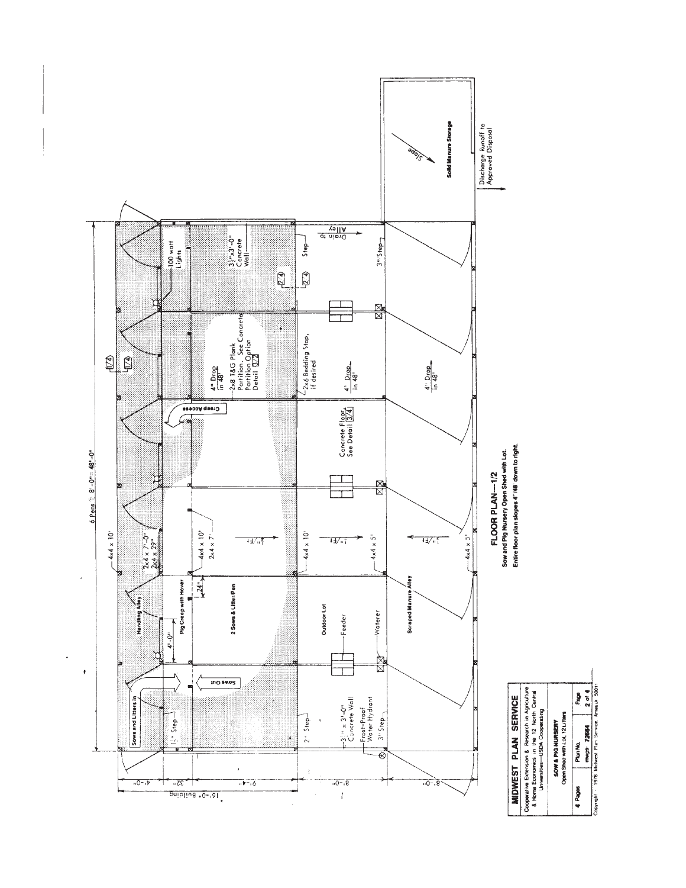# FLOOR PLAN—1/2

**Sow and Pig Nursery Open Shed with Lot.**

**Entire floor plan slopes 4"/48' down to right.**

6 Pens @ 8'-0" = 48'-0"

16'-0" Building

4'-0" | 32" | 9'-4" | 8'-0" | 8'-0"

Sows and Litters In

Handling Alley

Pig Creep with Hover

Sows Out

Creep Access

2 Sows & Litter/Pen

Outdoor Lot

Feeder

Waterer

Scraped Manure Alley

Solid Manure Storage

Slope

Discharge Runoff to Approved Disposal

1½" Step

2" Step

3" Step

Step

3½" x 3'-0" Concrete Wall

Frost-Proof Water Hydrant

4'-0"

24"

4x4 x 10'

2x4 x 7'-0"

2x4 x 29"

4x4 x 10'

2x4 x 7'

4x4 x 10'

4x4 x 5'

4x4 x 5'

¼"/FT

100 watt Lights

3½"x3'-0" Concrete Wall

4" Drop in 48'

2x8 T&G Plank Partition. See Concrete Partition Option Detail 3/2

2x6 Bedding Stop, if desired

Concrete Floor, See Detail 3/4

Drain to Alley

1/4

2/4

---

**MIDWEST PLAN SERVICE**

Cooperative Extension & Research in Agriculture & Home Economics in the 12 North Central Universities—USDA Cooperating

SOW & PIG NURSERY
Open Shed with Lot, 12 Litters

| 4 Pages | Plan No. mwps- 72684 | Page 2 of 4 |
| --- | --- | --- |

Copyright 1978 Midwest Plan Service, Ames IA 50011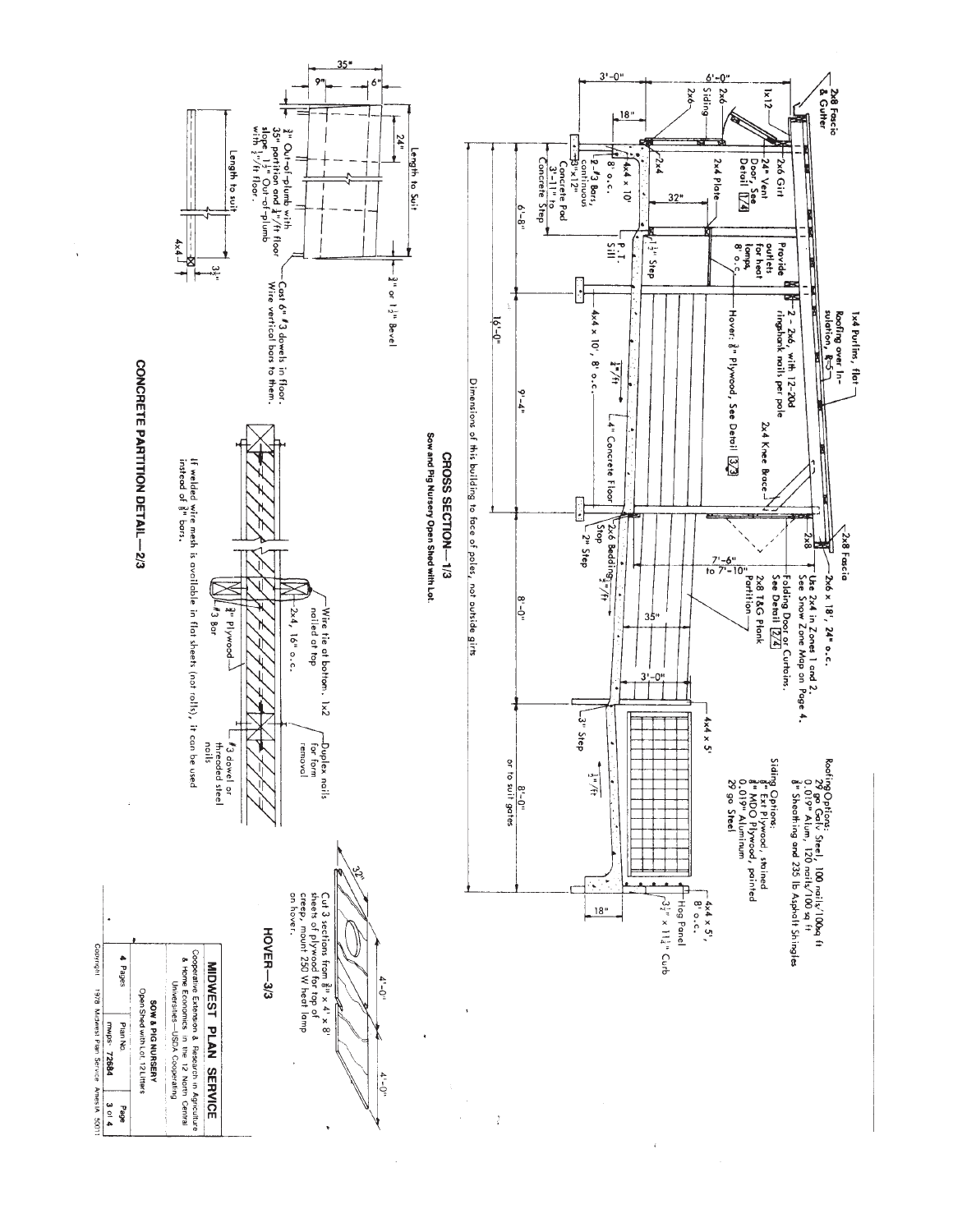## CROSS SECTION—1/3

**Sow and Pig Nursery Open Shed with Lot.**

2x8 Fascia & Gutter

1x12

2x6 Siding

2x6

2x6 Girt

24" Vent Door, See Detail 1/4

2x4 Plate

2x4

4x4 x 10', 8' o.c.

2-#3 Bars, continuous

3" x 12" Concrete Pad

3'-11" to Concrete Step

P.T. Sill

1 1/2" Step

Provide outlets for heat lamps, 8' o.c.

Hover: 3/8" Plywood, See Detail 3/3

1x4 Purlins, flat

Roofing over Insulation, R-5

2 - 2x6, with 12-20d ringshank nails per pole

2x4 Knee Brace

4x4 x 10', 8' o.c.

1/4"/ft

4" Concrete Floor

2x6 Bedding Stop

1/2"/ft

2" Step

2x8

2x8 Fascia

2x6 x 18', 24" o.c.

Use 2x4 in Zones 1 and 2. See Snow Zone Map on Page 4.

Folding Door or Curtains. See Detail 1/4

2x8 T&G Plank Partition

4x4 x 5'

3" Step

1/2"/ft

4x4 x 5', 8' o.c.

Hog Panel

3 1/2" x 11 1/4" Curb

Roofing Options:
29 ga Galv. Steel, 100 nails/100sq ft
0.019" Alum. 120 nails/100 sq ft
3/8" Sheathing and 235 lb Asphalt Shingles

Siding Options:
3/8" Ext Plywood, stained
3/8" MDO Plywood, painted
0.019" Aluminum
29 ga Steel

3'-0" | 6'-0" | 18" | 32" | 7'-6" to 7'-10" | 35" | 3'-0" | 18"

6'-8" | 16'-0" | 9'-4" | 8'-0" | 8'-0" or to suit gates

Dimensions of this building to face of poles, not outside girts

## HOVER—3/3

32" | 4'-0" | 4'-0"

Cut 3 sections from 3/8" x 4' x 8' sheets of plywood for top of creep, mount 250 W heat lamp on hover.

## CONCRETE PARTITION DETAIL—2/3

35" | 9" | 6" | 24"

Length to Suit

3/4" or 1 1/2" Bevel

3/4" Out-of-plumb with 35" partition and 1/4"/ft floor slope. 1 1/2" Out-of-plumb with 1/2"/ft floor.

Cast 6" #3 dowels in floor. Wire vertical bars to them.

Length to suit

4x4

3 1/2"

Wire tie at bottom. 1x2 nailed at top

Duplex nails for form removal

2x4, 16" o.c.

3/4" Plywood

#3 Bar

#3 dowel or threaded steel nails

If welded wire mesh is available in flat sheets (not rolls), it can be used instead of 8" bars.

| MIDWEST PLAN SERVICE | | |
|---|---|---|
| Cooperative Extension & Research in Agriculture & Home Economics in the 12 North Central Universities—USDA Cooperating | | |
| SOW & PIG NURSERY Open Shed with Lot, 12 Litters | | |
| 4 Pages | Plan No. mwps- 72684 | Page 3 of 4 |

Copyright 1978 Midwest Plan Service Ames IA 50011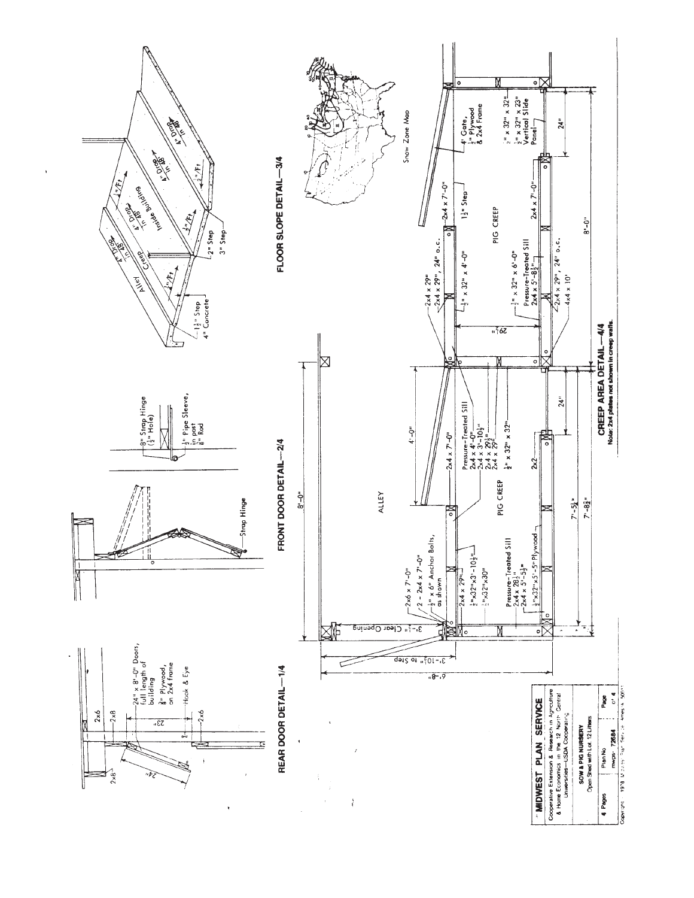## REAR DOOR DETAIL—1/4

2x6

2x8

2x8

24" x 8'-0" Doors, full length of building

3/8" Plywood, on 2x4 frame

23"

24"

Hook & Eye

2x6

## FRONT DOOR DETAIL—2/4

Strap Hinge

8" Strap Hinge (1/2" Hole)

1/2" Pipe Sleeve, in post

3/8" Rod

## FLOOR SLOPE DETAIL—3/4

Alley

Creep

Inside building

4" Drop in 48"

1/4"/Ft

1/2"/Ft

1 1/2" Step

4" Concrete

2" Step

3" Step

Snow Zone Map

## CREEP AREA DETAIL—4/4

**Note: 2x4 plates not shown in creep walls.**

8'-0"

4'-0"

ALLEY

3'-1/2" Clear Opening

3'-10 1/2" to Step

6'-8"

2x6 x 7'-0"

2 - 2x4 x 7'-0"

1/2" x 6" Anchor Bolts, as shown

2x4 x 29"

1/2"x32"x3'-10 1/2"

1/2"x32"x30"

Pressure-Treated Sill

2x4 x 28 1/2"

2x4 x 5'-5 1/2"

1/2"x32"x5'-5" Plywood

2x4 x 7'-0"

Pressure-Treated Sill

2x4 x 4'-0"

2x4 x 3'-10 1/2"

2x4 x 29 1/2"

2x4 x 29"

1/2" x 32" x 32"

PIG CREEP

2x2

24"

7'-5 1/4"

7'-8 3/4"

2x4 x 29"

2x4 x 29", 24" o.c.

2x4 x 7'-0"

1/2" x 32" x 4'-0"

29"

1/2" x 32" x 6'-0"

Pressure-Treated Sill

2x4 x 5'-8 1/2"

2x4 x 29", 24" o.c.

4x4 x 10'

1 1/2" Step

PIG CREEP

2x4 x 7'-0"

4' Gate, 1/2" Plywood & 2x4 Frame

1/2" x 32" x 32"

1/2" x 32" x 23" Vertical Slide Panel

24"

8'-0"

**MIDWEST PLAN SERVICE**

Cooperative Extension & Research in Agriculture & Home Economics in the 12 North Central Universities—USDA Cooperating

**SOW & PIG NURSERY**

Open Shed with Lot 12 Litters

| 4 Pages | Plan No. mwps-72684 | Page 4 of 4 |
|---|---|---|

Copyright 1978 Midwest Plan Service, Ames IA 50011